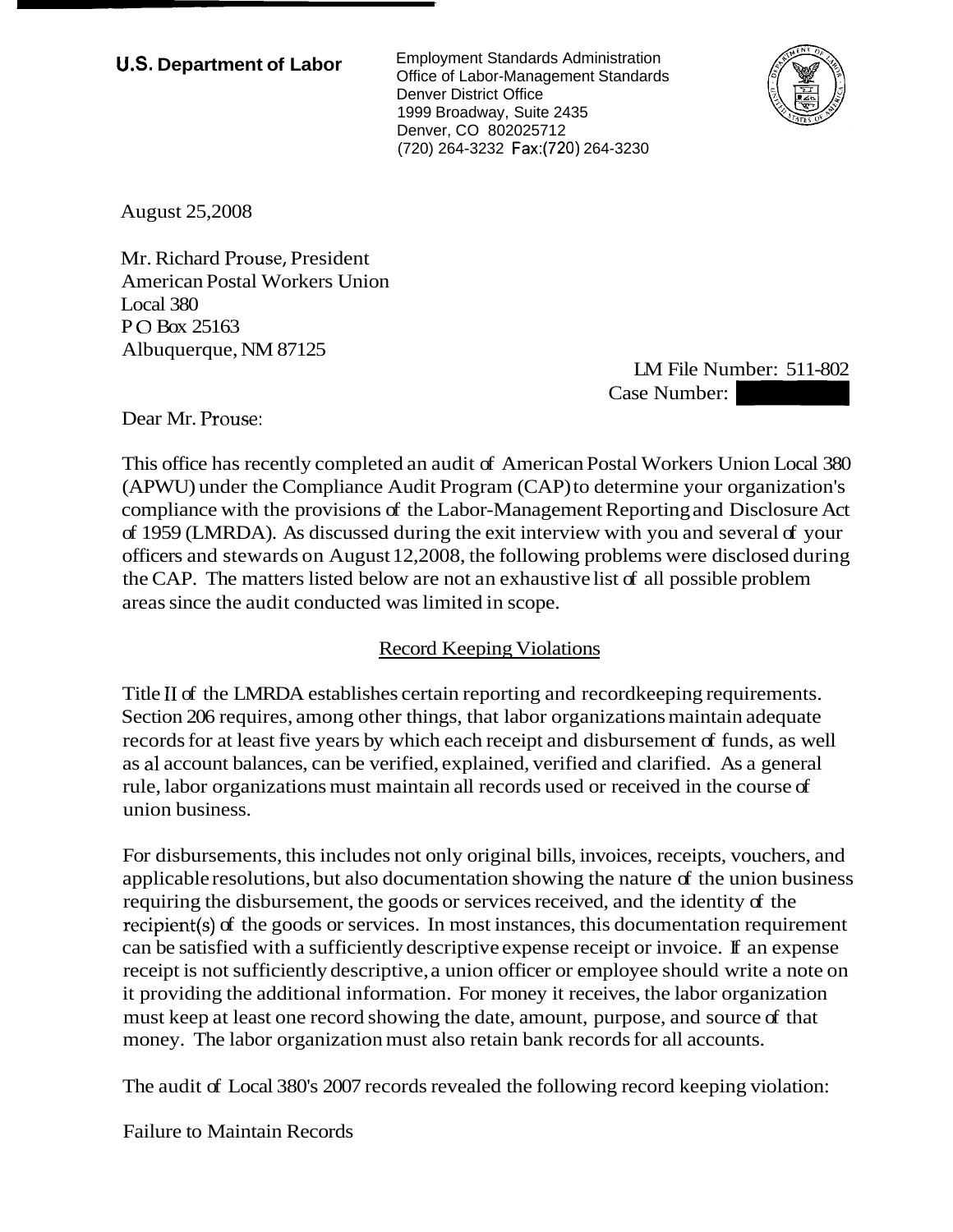**U.S. Department of Labor**

Employment Standards Administration
Office of Labor-Management Standards
Denver District Office
1999 Broadway, Suite 2435
Denver, CO 802025712
(720) 264-3232 Fax:(720) 264-3230

August 25,2008

Mr. Richard Prouse, President
American Postal Workers Union
Local 380
P O Box 25163
Albuquerque, NM 87125

LM File Number: 511-802
Case Number:

Dear Mr. Prouse:

This office has recently completed an audit of American Postal Workers Union Local 380 (APWU) under the Compliance Audit Program (CAP) to determine your organization's compliance with the provisions of the Labor-Management Reporting and Disclosure Act of 1959 (LMRDA). As discussed during the exit interview with you and several of your officers and stewards on August 12,2008, the following problems were disclosed during the CAP. The matters listed below are not an exhaustive list of all possible problem areas since the audit conducted was limited in scope.

## Record Keeping Violations

Title II of the LMRDA establishes certain reporting and recordkeeping requirements. Section 206 requires, among other things, that labor organizations maintain adequate records for at least five years by which each receipt and disbursement of funds, as well as al account balances, can be verified, explained, verified and clarified. As a general rule, labor organizations must maintain all records used or received in the course of union business.

For disbursements, this includes not only original bills, invoices, receipts, vouchers, and applicable resolutions, but also documentation showing the nature of the union business requiring the disbursement, the goods or services received, and the identity of the recipient(s) of the goods or services. In most instances, this documentation requirement can be satisfied with a sufficiently descriptive expense receipt or invoice. If an expense receipt is not sufficiently descriptive, a union officer or employee should write a note on it providing the additional information. For money it receives, the labor organization must keep at least one record showing the date, amount, purpose, and source of that money. The labor organization must also retain bank records for all accounts.

The audit of Local 380's 2007 records revealed the following record keeping violation:

Failure to Maintain Records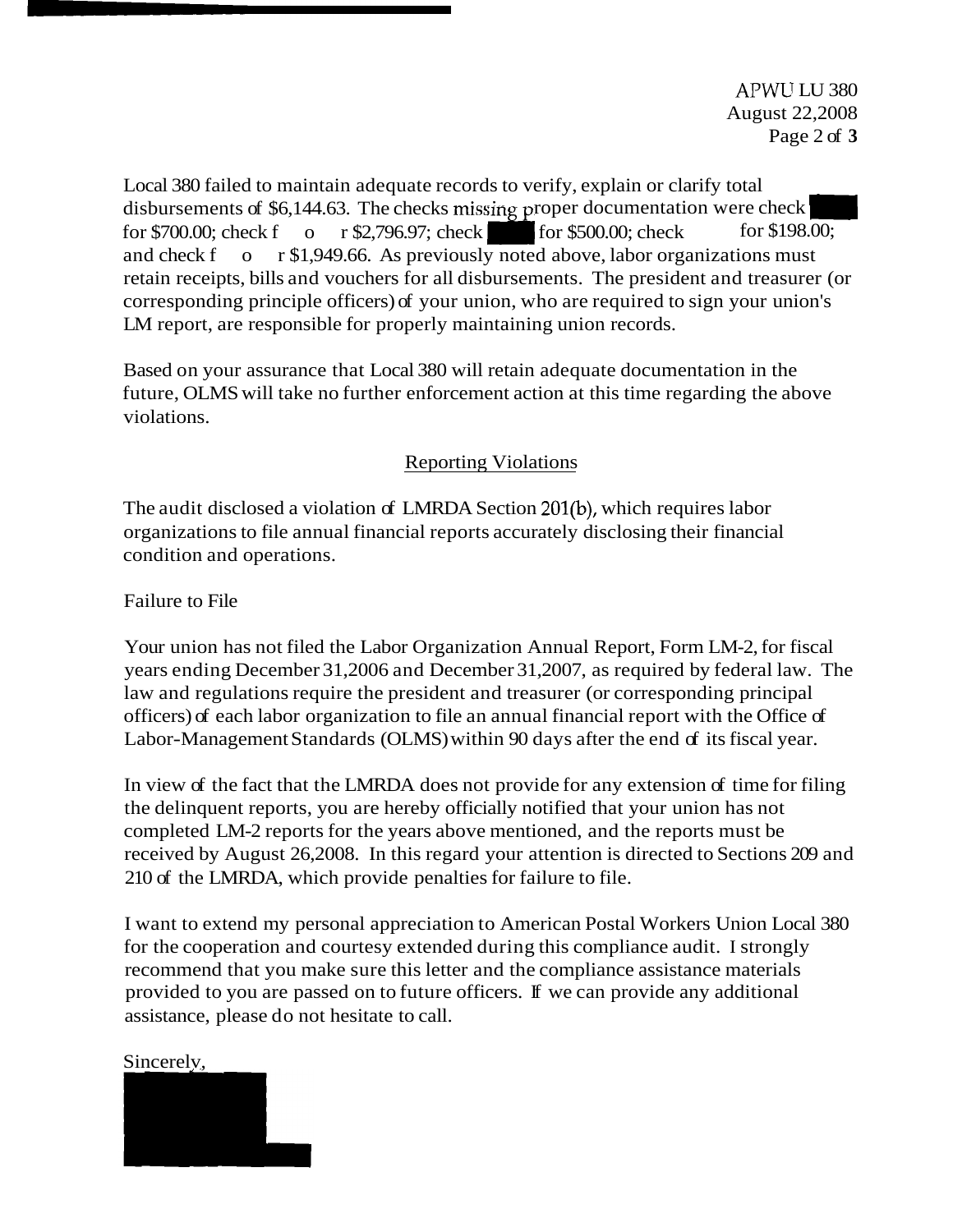Local 380 failed to maintain adequate records to verify, explain or clarify total disbursements of $6,144.63. The checks missing proper documentation were check for $700.00; check for $2,796.97; check for $500.00; check for $198.00; and check for $1,949.66. As previously noted above, labor organizations must retain receipts, bills and vouchers for all disbursements. The president and treasurer (or corresponding principle officers) of your union, who are required to sign your union's LM report, are responsible for properly maintaining union records.

Based on your assurance that Local 380 will retain adequate documentation in the future, OLMS will take no further enforcement action at this time regarding the above violations.

## Reporting Violations

The audit disclosed a violation of LMRDA Section 201(b), which requires labor organizations to file annual financial reports accurately disclosing their financial condition and operations.

Failure to File

Your union has not filed the Labor Organization Annual Report, Form LM-2, for fiscal years ending December 31,2006 and December 31,2007, as required by federal law. The law and regulations require the president and treasurer (or corresponding principal officers) of each labor organization to file an annual financial report with the Office of Labor-Management Standards (OLMS) within 90 days after the end of its fiscal year.

In view of the fact that the LMRDA does not provide for any extension of time for filing the delinquent reports, you are hereby officially notified that your union has not completed LM-2 reports for the years above mentioned, and the reports must be received by August 26,2008. In this regard your attention is directed to Sections 209 and 210 of the LMRDA, which provide penalties for failure to file.

I want to extend my personal appreciation to American Postal Workers Union Local 380 for the cooperation and courtesy extended during this compliance audit. I strongly recommend that you make sure this letter and the compliance assistance materials provided to you are passed on to future officers. If we can provide any additional assistance, please do not hesitate to call.

Sincerely,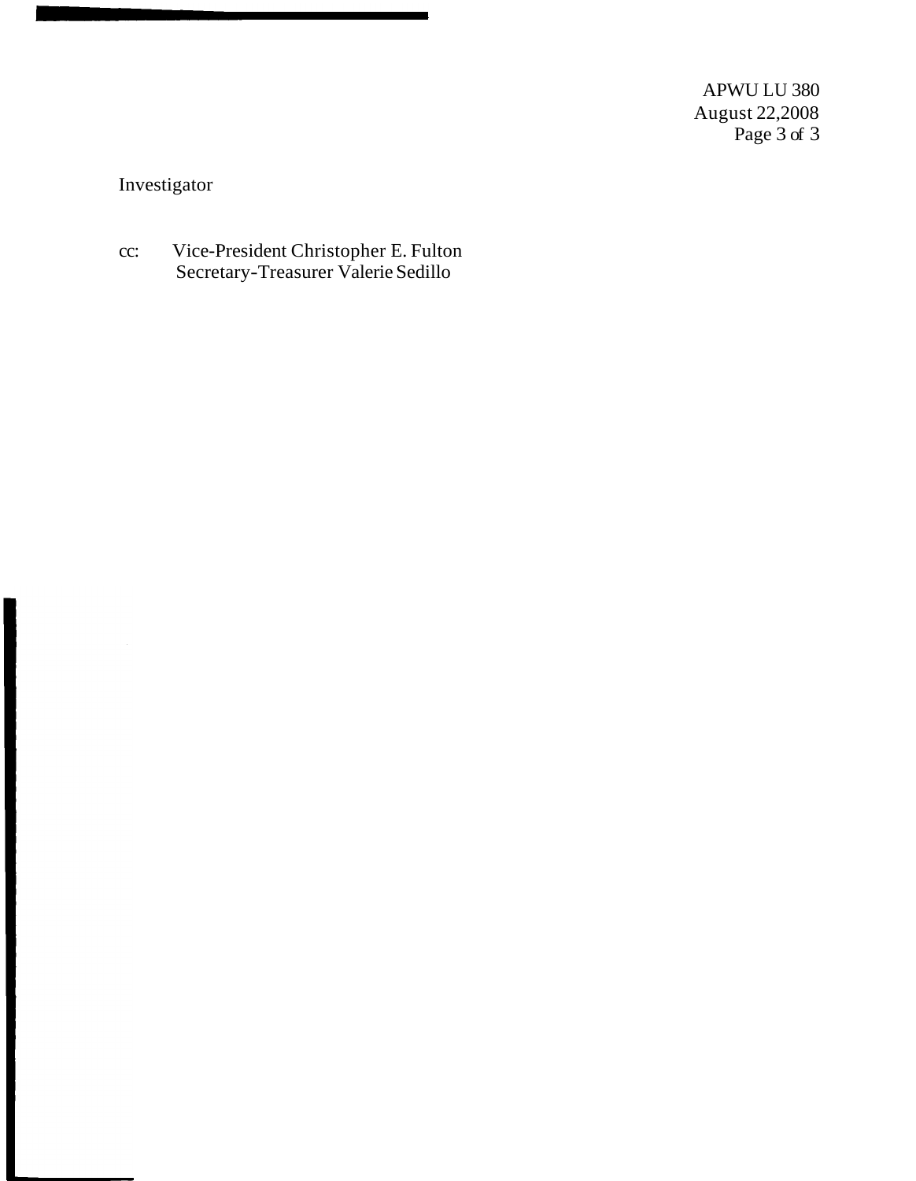Investigator

cc: Vice-President Christopher E. Fulton
Secretary-Treasurer Valerie Sedillo